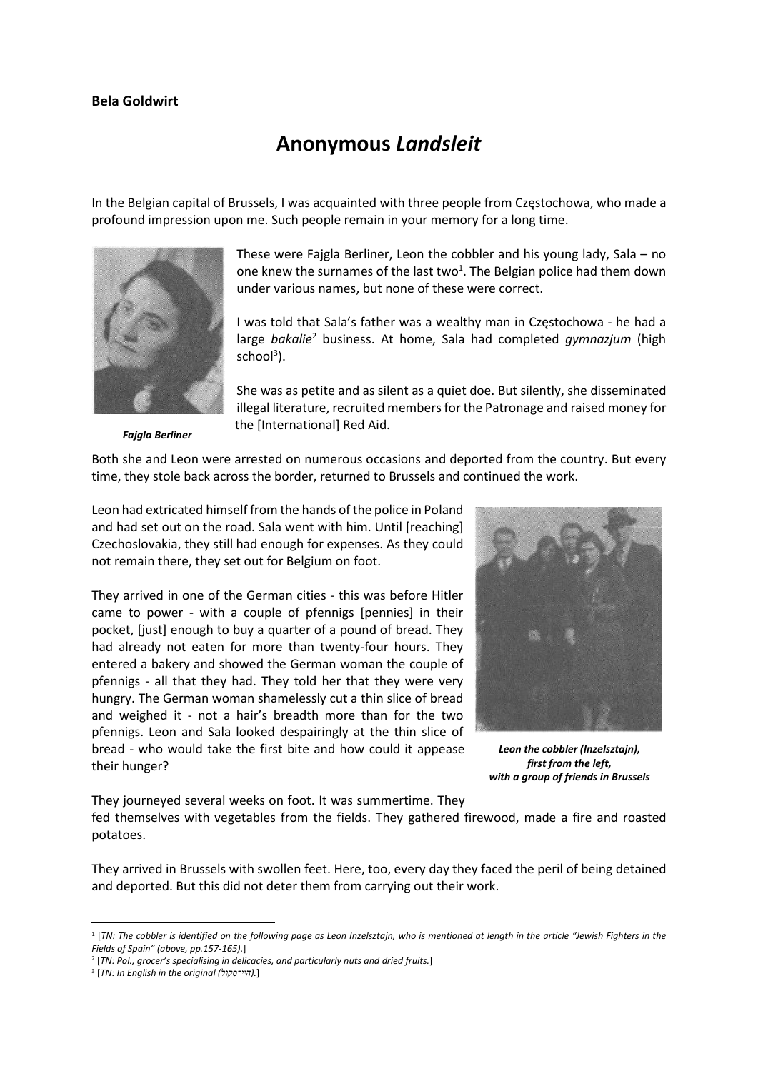**Bela Goldwirt**

# Anonymous *Landsleit*

In the Belgian capital of Brussels, I was acquainted with three people from Częstochowa, who made a profound impression upon me. Such people remain in your memory for a long time.

These were Fajgla Berliner, Leon the cobbler and his young lady, Sala – no one knew the surnames of the last two[1]. The Belgian police had them down under various names, but none of these were correct.

*Fajgla Berliner*

I was told that Sala's father was a wealthy man in Częstochowa - he had a large *bakalie*[2] business. At home, Sala had completed *gymnazjum* (high school[3]).

She was as petite and as silent as a quiet doe. But silently, she disseminated illegal literature, recruited members for the Patronage and raised money for the [International] Red Aid.

Both she and Leon were arrested on numerous occasions and deported from the country. But every time, they stole back across the border, returned to Brussels and continued the work.

Leon had extricated himself from the hands of the police in Poland and had set out on the road. Sala went with him. Until [reaching] Czechoslovakia, they still had enough for expenses. As they could not remain there, they set out for Belgium on foot.

They arrived in one of the German cities - this was before Hitler came to power - with a couple of pfennigs [pennies] in their pocket, [just] enough to buy a quarter of a pound of bread. They had already not eaten for more than twenty-four hours. They entered a bakery and showed the German woman the couple of pfennigs - all that they had. They told her that they were very hungry. The German woman shamelessly cut a thin slice of bread and weighed it - not a hair's breadth more than for the two pfennigs. Leon and Sala looked despairingly at the thin slice of bread - who would take the first bite and how could it appease their hunger?

*Leon the cobbler (Inzelsztajn), first from the left, with a group of friends in Brussels*

They journeyed several weeks on foot. It was summertime. They fed themselves with vegetables from the fields. They gathered firewood, made a fire and roasted potatoes.

They arrived in Brussels with swollen feet. Here, too, every day they faced the peril of being detained and deported. But this did not deter them from carrying out their work.

---

[1] [*TN: The cobbler is identified on the following page as Leon Inzelsztajn, who is mentioned at length in the article "Jewish Fighters in the Fields of Spain" (above, pp.157-165).*]

[2] [*TN: Pol., grocer's specialising in delicacies, and particularly nuts and dried fruits.*]

[3] [*TN: In English in the original (הײַ-סקול).*]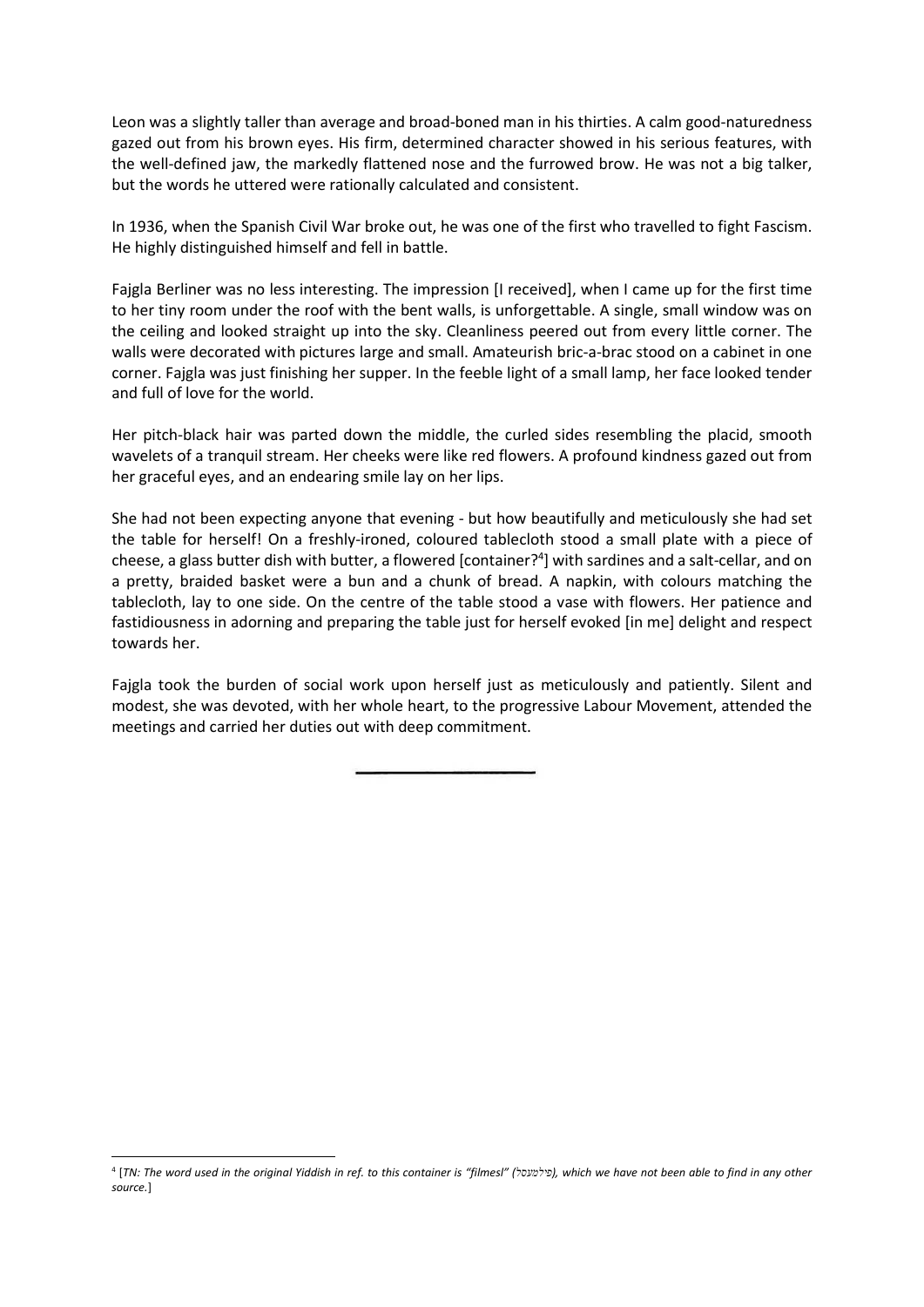Leon was a slightly taller than average and broad-boned man in his thirties. A calm good-naturedness gazed out from his brown eyes. His firm, determined character showed in his serious features, with the well-defined jaw, the markedly flattened nose and the furrowed brow. He was not a big talker, but the words he uttered were rationally calculated and consistent.

In 1936, when the Spanish Civil War broke out, he was one of the first who travelled to fight Fascism. He highly distinguished himself and fell in battle.

Fajgla Berliner was no less interesting. The impression [I received], when I came up for the first time to her tiny room under the roof with the bent walls, is unforgettable. A single, small window was on the ceiling and looked straight up into the sky. Cleanliness peered out from every little corner. The walls were decorated with pictures large and small. Amateurish bric-a-brac stood on a cabinet in one corner. Fajgla was just finishing her supper. In the feeble light of a small lamp, her face looked tender and full of love for the world.

Her pitch-black hair was parted down the middle, the curled sides resembling the placid, smooth wavelets of a tranquil stream. Her cheeks were like red flowers. A profound kindness gazed out from her graceful eyes, and an endearing smile lay on her lips.

She had not been expecting anyone that evening - but how beautifully and meticulously she had set the table for herself! On a freshly-ironed, coloured tablecloth stood a small plate with a piece of cheese, a glass butter dish with butter, a flowered [container?[4]] with sardines and a salt-cellar, and on a pretty, braided basket were a bun and a chunk of bread. A napkin, with colours matching the tablecloth, lay to one side. On the centre of the table stood a vase with flowers. Her patience and fastidiousness in adorning and preparing the table just for herself evoked [in me] delight and respect towards her.

Fajgla took the burden of social work upon herself just as meticulously and patiently. Silent and modest, she was devoted, with her whole heart, to the progressive Labour Movement, attended the meetings and carried her duties out with deep commitment.

---

[4] [*TN: The word used in the original Yiddish in ref. to this container is "filmesl" (פילמעסל), which we have not been able to find in any other source.*]